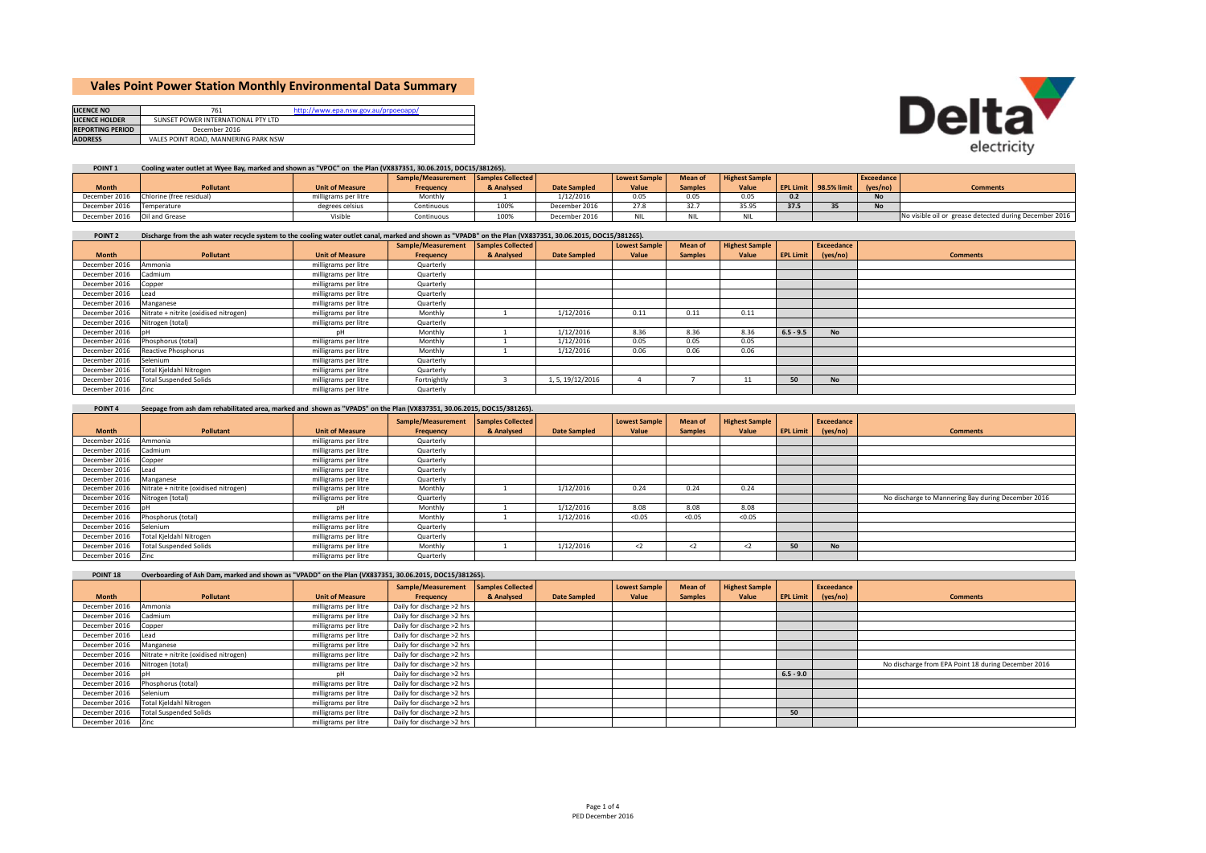# Vales Point Power Station Monthly Environmental Data Summary

| | | |
|---|---|---|
| **LICENCE NO** | 761 | http://www.epa.nsw.gov.au/prpoeoapp/ |
| **LICENCE HOLDER** | SUNSET POWER INTERNATIONAL PTY LTD | |
| **REPORTING PERIOD** | December 2016 | |
| **ADDRESS** | VALES POINT ROAD, MANNERING PARK NSW | |

Delta electricity

**POINT 1** Cooling water outlet at Wyee Bay, marked and shown as "VPOC" on the Plan (VX837351, 30.06.2015, DOC15/381265).

| Month | Pollutant | Unit of Measure | Sample/Measurement Frequency | Samples Collected & Analysed | Date Sampled | Lowest Sample Value | Mean of Samples | Highest Sample Value | EPL Limit | 98.5% limit | Exceedance (yes/no) | Comments |
|---|---|---|---|---|---|---|---|---|---|---|---|---|
| December 2016 | Chlorine (free residual) | milligrams per litre | Monthly | 1 | 1/12/2016 | 0.05 | 0.05 | 0.05 | 0.2 | | No | |
| December 2016 | Temperature | degrees celsius | Continuous | 100% | December 2016 | 27.8 | 32.7 | 35.95 | 37.5 | 35 | No | |
| December 2016 | Oil and Grease | Visible | Continuous | 100% | December 2016 | NIL | NIL | NIL | | | | No visible oil or grease detected during December 2016 |

**POINT 2** Discharge from the ash water recycle system to the cooling water outlet canal, marked and shown as "VPADB" on the Plan (VX837351, 30.06.2015, DOC15/381265).

| Month | Pollutant | Unit of Measure | Sample/Measurement Frequency | Samples Collected & Analysed | Date Sampled | Lowest Sample Value | Mean of Samples | Highest Sample Value | EPL Limit | Exceedance (yes/no) | Comments |
|---|---|---|---|---|---|---|---|---|---|---|---|
| December 2016 | Ammonia | milligrams per litre | Quarterly | | | | | | | | |
| December 2016 | Cadmium | milligrams per litre | Quarterly | | | | | | | | |
| December 2016 | Copper | milligrams per litre | Quarterly | | | | | | | | |
| December 2016 | Lead | milligrams per litre | Quarterly | | | | | | | | |
| December 2016 | Manganese | milligrams per litre | Quarterly | | | | | | | | |
| December 2016 | Nitrate + nitrite (oxidised nitrogen) | milligrams per litre | Monthly | 1 | 1/12/2016 | 0.11 | 0.11 | 0.11 | | | |
| December 2016 | Nitrogen (total) | milligrams per litre | Quarterly | | | | | | | | |
| December 2016 | pH | pH | Monthly | 1 | 1/12/2016 | 8.36 | 8.36 | 8.36 | 6.5 - 9.5 | No | |
| December 2016 | Phosphorus (total) | milligrams per litre | Monthly | 1 | 1/12/2016 | 0.05 | 0.05 | 0.05 | | | |
| December 2016 | Reactive Phosphorus | milligrams per litre | Monthly | 1 | 1/12/2016 | 0.06 | 0.06 | 0.06 | | | |
| December 2016 | Selenium | milligrams per litre | Quarterly | | | | | | | | |
| December 2016 | Total Kjeldahl Nitrogen | milligrams per litre | Quarterly | | | | | | | | |
| December 2016 | Total Suspended Solids | milligrams per litre | Fortnightly | 3 | 1, 5, 19/12/2016 | 4 | 7 | 11 | 50 | No | |
| December 2016 | Zinc | milligrams per litre | Quarterly | | | | | | | | |

**POINT 4** Seepage from ash dam rehabilitated area, marked and shown as "VPADS" on the Plan (VX837351, 30.06.2015, DOC15/381265).

| Month | Pollutant | Unit of Measure | Sample/Measurement Frequency | Samples Collected & Analysed | Date Sampled | Lowest Sample Value | Mean of Samples | Highest Sample Value | EPL Limit | Exceedance (yes/no) | Comments |
|---|---|---|---|---|---|---|---|---|---|---|---|
| December 2016 | Ammonia | milligrams per litre | Quarterly | | | | | | | | |
| December 2016 | Cadmium | milligrams per litre | Quarterly | | | | | | | | |
| December 2016 | Copper | milligrams per litre | Quarterly | | | | | | | | |
| December 2016 | Lead | milligrams per litre | Quarterly | | | | | | | | |
| December 2016 | Manganese | milligrams per litre | Quarterly | | | | | | | | |
| December 2016 | Nitrate + nitrite (oxidised nitrogen) | milligrams per litre | Monthly | 1 | 1/12/2016 | 0.24 | 0.24 | 0.24 | | | |
| December 2016 | Nitrogen (total) | milligrams per litre | Quarterly | | | | | | | | No discharge to Mannering Bay during December 2016 |
| December 2016 | pH | pH | Monthly | 1 | 1/12/2016 | 8.08 | 8.08 | 8.08 | | | |
| December 2016 | Phosphorus (total) | milligrams per litre | Monthly | 1 | 1/12/2016 | <0.05 | <0.05 | <0.05 | | | |
| December 2016 | Selenium | milligrams per litre | Quarterly | | | | | | | | |
| December 2016 | Total Kjeldahl Nitrogen | milligrams per litre | Quarterly | | | | | | | | |
| December 2016 | Total Suspended Solids | milligrams per litre | Monthly | 1 | 1/12/2016 | <2 | <2 | <2 | 50 | No | |
| December 2016 | Zinc | milligrams per litre | Quarterly | | | | | | | | |

**POINT 18** Overboarding of Ash Dam, marked and shown as "VPADD" on the Plan (VX837351, 30.06.2015, DOC15/381265).

| Month | Pollutant | Unit of Measure | Sample/Measurement Frequency | Samples Collected & Analysed | Date Sampled | Lowest Sample Value | Mean of Samples | Highest Sample Value | EPL Limit | Exceedance (yes/no) | Comments |
|---|---|---|---|---|---|---|---|---|---|---|---|
| December 2016 | Ammonia | milligrams per litre | Daily for discharge >2 hrs | | | | | | | | |
| December 2016 | Cadmium | milligrams per litre | Daily for discharge >2 hrs | | | | | | | | |
| December 2016 | Copper | milligrams per litre | Daily for discharge >2 hrs | | | | | | | | |
| December 2016 | Lead | milligrams per litre | Daily for discharge >2 hrs | | | | | | | | |
| December 2016 | Manganese | milligrams per litre | Daily for discharge >2 hrs | | | | | | | | |
| December 2016 | Nitrate + nitrite (oxidised nitrogen) | milligrams per litre | Daily for discharge >2 hrs | | | | | | | | |
| December 2016 | Nitrogen (total) | milligrams per litre | Daily for discharge >2 hrs | | | | | | | | No discharge from EPA Point 18 during December 2016 |
| December 2016 | pH | pH | Daily for discharge >2 hrs | | | | | | 6.5 - 9.0 | | |
| December 2016 | Phosphorus (total) | milligrams per litre | Daily for discharge >2 hrs | | | | | | | | |
| December 2016 | Selenium | milligrams per litre | Daily for discharge >2 hrs | | | | | | | | |
| December 2016 | Total Kjeldahl Nitrogen | milligrams per litre | Daily for discharge >2 hrs | | | | | | | | |
| December 2016 | Total Suspended Solids | milligrams per litre | Daily for discharge >2 hrs | | | | | | 50 | | |
| December 2016 | Zinc | milligrams per litre | Daily for discharge >2 hrs | | | | | | | | |

PED December 2016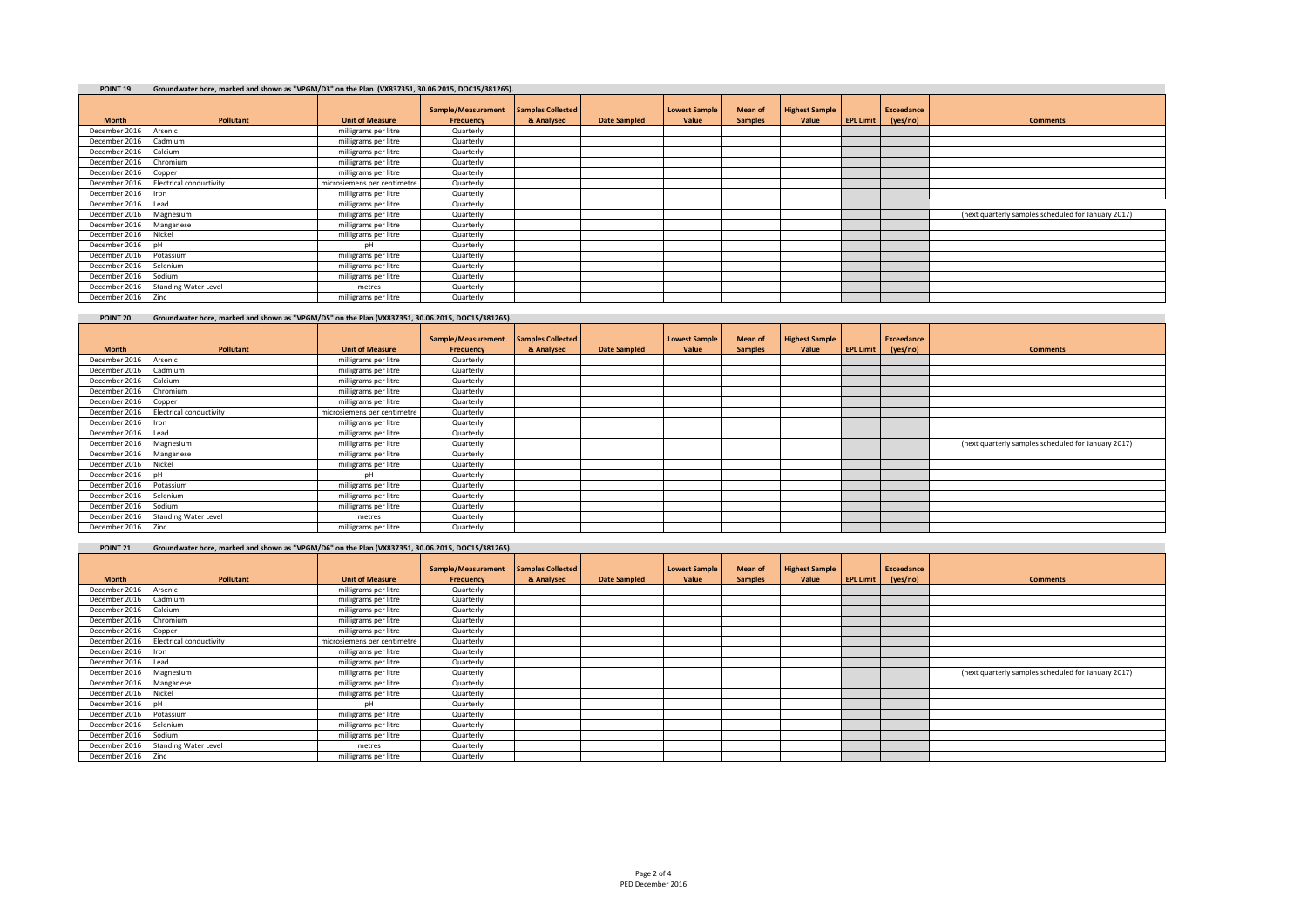**POINT 19** Groundwater bore, marked and shown as "VPGM/D3" on the Plan (VX837351, 30.06.2015, DOC15/381265).

| Month | Pollutant | Unit of Measure | Sample/Measurement Frequency | Samples Collected & Analysed | Date Sampled | Lowest Sample Value | Mean of Samples | Highest Sample Value | EPL Limit | Exceedance (yes/no) | Comments |
|---|---|---|---|---|---|---|---|---|---|---|---|
| December 2016 | Arsenic | milligrams per litre | Quarterly | | | | | | | | |
| December 2016 | Cadmium | milligrams per litre | Quarterly | | | | | | | | |
| December 2016 | Calcium | milligrams per litre | Quarterly | | | | | | | | |
| December 2016 | Chromium | milligrams per litre | Quarterly | | | | | | | | |
| December 2016 | Copper | milligrams per litre | Quarterly | | | | | | | | |
| December 2016 | Electrical conductivity | microsiemens per centimetre | Quarterly | | | | | | | | |
| December 2016 | Iron | milligrams per litre | Quarterly | | | | | | | | |
| December 2016 | Lead | milligrams per litre | Quarterly | | | | | | | | |
| December 2016 | Magnesium | milligrams per litre | Quarterly | | | | | | | | (next quarterly samples scheduled for January 2017) |
| December 2016 | Manganese | milligrams per litre | Quarterly | | | | | | | | |
| December 2016 | Nickel | milligrams per litre | Quarterly | | | | | | | | |
| December 2016 | pH | pH | Quarterly | | | | | | | | |
| December 2016 | Potassium | milligrams per litre | Quarterly | | | | | | | | |
| December 2016 | Selenium | milligrams per litre | Quarterly | | | | | | | | |
| December 2016 | Sodium | milligrams per litre | Quarterly | | | | | | | | |
| December 2016 | Standing Water Level | metres | Quarterly | | | | | | | | |
| December 2016 | Zinc | milligrams per litre | Quarterly | | | | | | | | |

**POINT 20** Groundwater bore, marked and shown as "VPGM/D5" on the Plan (VX837351, 30.06.2015, DOC15/381265).

| Month | Pollutant | Unit of Measure | Sample/Measurement Frequency | Samples Collected & Analysed | Date Sampled | Lowest Sample Value | Mean of Samples | Highest Sample Value | EPL Limit | Exceedance (yes/no) | Comments |
|---|---|---|---|---|---|---|---|---|---|---|---|
| December 2016 | Arsenic | milligrams per litre | Quarterly | | | | | | | | |
| December 2016 | Cadmium | milligrams per litre | Quarterly | | | | | | | | |
| December 2016 | Calcium | milligrams per litre | Quarterly | | | | | | | | |
| December 2016 | Chromium | milligrams per litre | Quarterly | | | | | | | | |
| December 2016 | Copper | milligrams per litre | Quarterly | | | | | | | | |
| December 2016 | Electrical conductivity | microsiemens per centimetre | Quarterly | | | | | | | | |
| December 2016 | Iron | milligrams per litre | Quarterly | | | | | | | | |
| December 2016 | Lead | milligrams per litre | Quarterly | | | | | | | | |
| December 2016 | Magnesium | milligrams per litre | Quarterly | | | | | | | | (next quarterly samples scheduled for January 2017) |
| December 2016 | Manganese | milligrams per litre | Quarterly | | | | | | | | |
| December 2016 | Nickel | milligrams per litre | Quarterly | | | | | | | | |
| December 2016 | pH | pH | Quarterly | | | | | | | | |
| December 2016 | Potassium | milligrams per litre | Quarterly | | | | | | | | |
| December 2016 | Selenium | milligrams per litre | Quarterly | | | | | | | | |
| December 2016 | Sodium | milligrams per litre | Quarterly | | | | | | | | |
| December 2016 | Standing Water Level | metres | Quarterly | | | | | | | | |
| December 2016 | Zinc | milligrams per litre | Quarterly | | | | | | | | |

**POINT 21** Groundwater bore, marked and shown as "VPGM/D6" on the Plan (VX837351, 30.06.2015, DOC15/381265).

| Month | Pollutant | Unit of Measure | Sample/Measurement Frequency | Samples Collected & Analysed | Date Sampled | Lowest Sample Value | Mean of Samples | Highest Sample Value | EPL Limit | Exceedance (yes/no) | Comments |
|---|---|---|---|---|---|---|---|---|---|---|---|
| December 2016 | Arsenic | milligrams per litre | Quarterly | | | | | | | | |
| December 2016 | Cadmium | milligrams per litre | Quarterly | | | | | | | | |
| December 2016 | Calcium | milligrams per litre | Quarterly | | | | | | | | |
| December 2016 | Chromium | milligrams per litre | Quarterly | | | | | | | | |
| December 2016 | Copper | milligrams per litre | Quarterly | | | | | | | | |
| December 2016 | Electrical conductivity | microsiemens per centimetre | Quarterly | | | | | | | | |
| December 2016 | Iron | milligrams per litre | Quarterly | | | | | | | | |
| December 2016 | Lead | milligrams per litre | Quarterly | | | | | | | | |
| December 2016 | Magnesium | milligrams per litre | Quarterly | | | | | | | | (next quarterly samples scheduled for January 2017) |
| December 2016 | Manganese | milligrams per litre | Quarterly | | | | | | | | |
| December 2016 | Nickel | milligrams per litre | Quarterly | | | | | | | | |
| December 2016 | pH | pH | Quarterly | | | | | | | | |
| December 2016 | Potassium | milligrams per litre | Quarterly | | | | | | | | |
| December 2016 | Selenium | milligrams per litre | Quarterly | | | | | | | | |
| December 2016 | Sodium | milligrams per litre | Quarterly | | | | | | | | |
| December 2016 | Standing Water Level | metres | Quarterly | | | | | | | | |
| December 2016 | Zinc | milligrams per litre | Quarterly | | | | | | | | |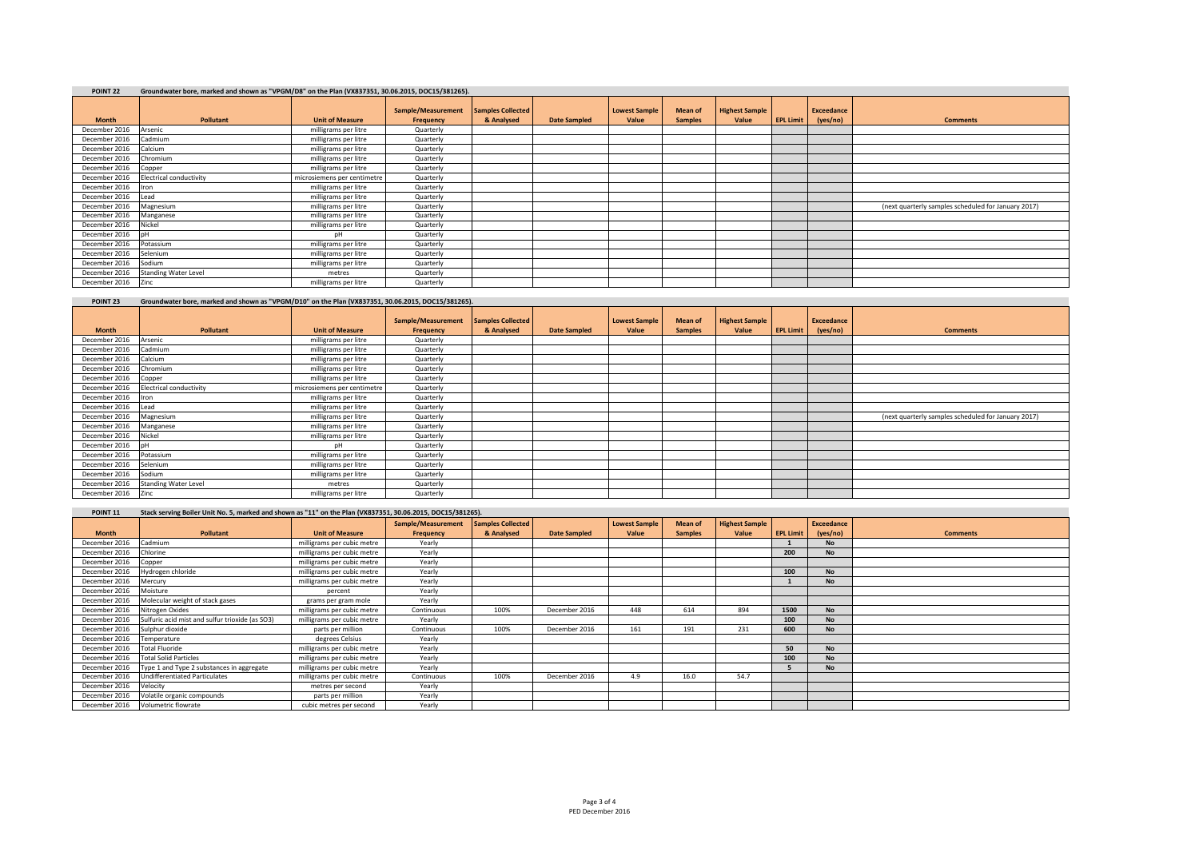**POINT 22** Groundwater bore, marked and shown as "VPGM/D8" on the Plan (VX837351, 30.06.2015, DOC15/381265).

| Month | Pollutant | Unit of Measure | Sample/Measurement Frequency | Samples Collected & Analysed | Date Sampled | Lowest Sample Value | Mean of Samples | Highest Sample Value | EPL Limit | Exceedance (yes/no) | Comments |
|---|---|---|---|---|---|---|---|---|---|---|---|
| December 2016 | Arsenic | milligrams per litre | Quarterly | | | | | | | | |
| December 2016 | Cadmium | milligrams per litre | Quarterly | | | | | | | | |
| December 2016 | Calcium | milligrams per litre | Quarterly | | | | | | | | |
| December 2016 | Chromium | milligrams per litre | Quarterly | | | | | | | | |
| December 2016 | Copper | milligrams per litre | Quarterly | | | | | | | | |
| December 2016 | Electrical conductivity | microsiemens per centimetre | Quarterly | | | | | | | | |
| December 2016 | Iron | milligrams per litre | Quarterly | | | | | | | | |
| December 2016 | Lead | milligrams per litre | Quarterly | | | | | | | | |
| December 2016 | Magnesium | milligrams per litre | Quarterly | | | | | | | | (next quarterly samples scheduled for January 2017) |
| December 2016 | Manganese | milligrams per litre | Quarterly | | | | | | | | |
| December 2016 | Nickel | milligrams per litre | Quarterly | | | | | | | | |
| December 2016 | pH | pH | Quarterly | | | | | | | | |
| December 2016 | Potassium | milligrams per litre | Quarterly | | | | | | | | |
| December 2016 | Selenium | milligrams per litre | Quarterly | | | | | | | | |
| December 2016 | Sodium | milligrams per litre | Quarterly | | | | | | | | |
| December 2016 | Standing Water Level | metres | Quarterly | | | | | | | | |
| December 2016 | Zinc | milligrams per litre | Quarterly | | | | | | | | |

**POINT 23** Groundwater bore, marked and shown as "VPGM/D10" on the Plan (VX837351, 30.06.2015, DOC15/381265).

| Month | Pollutant | Unit of Measure | Sample/Measurement Frequency | Samples Collected & Analysed | Date Sampled | Lowest Sample Value | Mean of Samples | Highest Sample Value | EPL Limit | Exceedance (yes/no) | Comments |
|---|---|---|---|---|---|---|---|---|---|---|---|
| December 2016 | Arsenic | milligrams per litre | Quarterly | | | | | | | | |
| December 2016 | Cadmium | milligrams per litre | Quarterly | | | | | | | | |
| December 2016 | Calcium | milligrams per litre | Quarterly | | | | | | | | |
| December 2016 | Chromium | milligrams per litre | Quarterly | | | | | | | | |
| December 2016 | Copper | milligrams per litre | Quarterly | | | | | | | | |
| December 2016 | Electrical conductivity | microsiemens per centimetre | Quarterly | | | | | | | | |
| December 2016 | Iron | milligrams per litre | Quarterly | | | | | | | | |
| December 2016 | Lead | milligrams per litre | Quarterly | | | | | | | | |
| December 2016 | Magnesium | milligrams per litre | Quarterly | | | | | | | | (next quarterly samples scheduled for January 2017) |
| December 2016 | Manganese | milligrams per litre | Quarterly | | | | | | | | |
| December 2016 | Nickel | milligrams per litre | Quarterly | | | | | | | | |
| December 2016 | pH | pH | Quarterly | | | | | | | | |
| December 2016 | Potassium | milligrams per litre | Quarterly | | | | | | | | |
| December 2016 | Selenium | milligrams per litre | Quarterly | | | | | | | | |
| December 2016 | Sodium | milligrams per litre | Quarterly | | | | | | | | |
| December 2016 | Standing Water Level | metres | Quarterly | | | | | | | | |
| December 2016 | Zinc | milligrams per litre | Quarterly | | | | | | | | |

**POINT 11** Stack serving Boiler Unit No. 5, marked and shown as "11" on the Plan (VX837351, 30.06.2015, DOC15/381265).

| Month | Pollutant | Unit of Measure | Sample/Measurement Frequency | Samples Collected & Analysed | Date Sampled | Lowest Sample Value | Mean of Samples | Highest Sample Value | EPL Limit | Exceedance (yes/no) | Comments |
|---|---|---|---|---|---|---|---|---|---|---|---|
| December 2016 | Cadmium | milligrams per cubic metre | Yearly | | | | | | 1 | No | |
| December 2016 | Chlorine | milligrams per cubic metre | Yearly | | | | | | 200 | No | |
| December 2016 | Copper | milligrams per cubic metre | Yearly | | | | | | | | |
| December 2016 | Hydrogen chloride | milligrams per cubic metre | Yearly | | | | | | 100 | No | |
| December 2016 | Mercury | milligrams per cubic metre | Yearly | | | | | | 1 | No | |
| December 2016 | Moisture | percent | Yearly | | | | | | | | |
| December 2016 | Molecular weight of stack gases | grams per gram mole | Yearly | | | | | | | | |
| December 2016 | Nitrogen Oxides | milligrams per cubic metre | Continuous | 100% | December 2016 | 448 | 614 | 894 | 1500 | No | |
| December 2016 | Sulfuric acid mist and sulfur trioxide (as SO3) | milligrams per cubic metre | Yearly | | | | | | 100 | No | |
| December 2016 | Sulphur dioxide | parts per million | Continuous | 100% | December 2016 | 161 | 191 | 231 | 600 | No | |
| December 2016 | Temperature | degrees Celsius | Yearly | | | | | | | | |
| December 2016 | Total Fluoride | milligrams per cubic metre | Yearly | | | | | | 50 | No | |
| December 2016 | Total Solid Particles | milligrams per cubic metre | Yearly | | | | | | 100 | No | |
| December 2016 | Type 1 and Type 2 substances in aggregate | milligrams per cubic metre | Yearly | | | | | | 5 | No | |
| December 2016 | Undifferentiated Particulates | milligrams per cubic metre | Continuous | 100% | December 2016 | 4.9 | 16.0 | 54.7 | | | |
| December 2016 | Velocity | metres per second | Yearly | | | | | | | | |
| December 2016 | Volatile organic compounds | parts per million | Yearly | | | | | | | | |
| December 2016 | Volumetric flowrate | cubic metres per second | Yearly | | | | | | | | |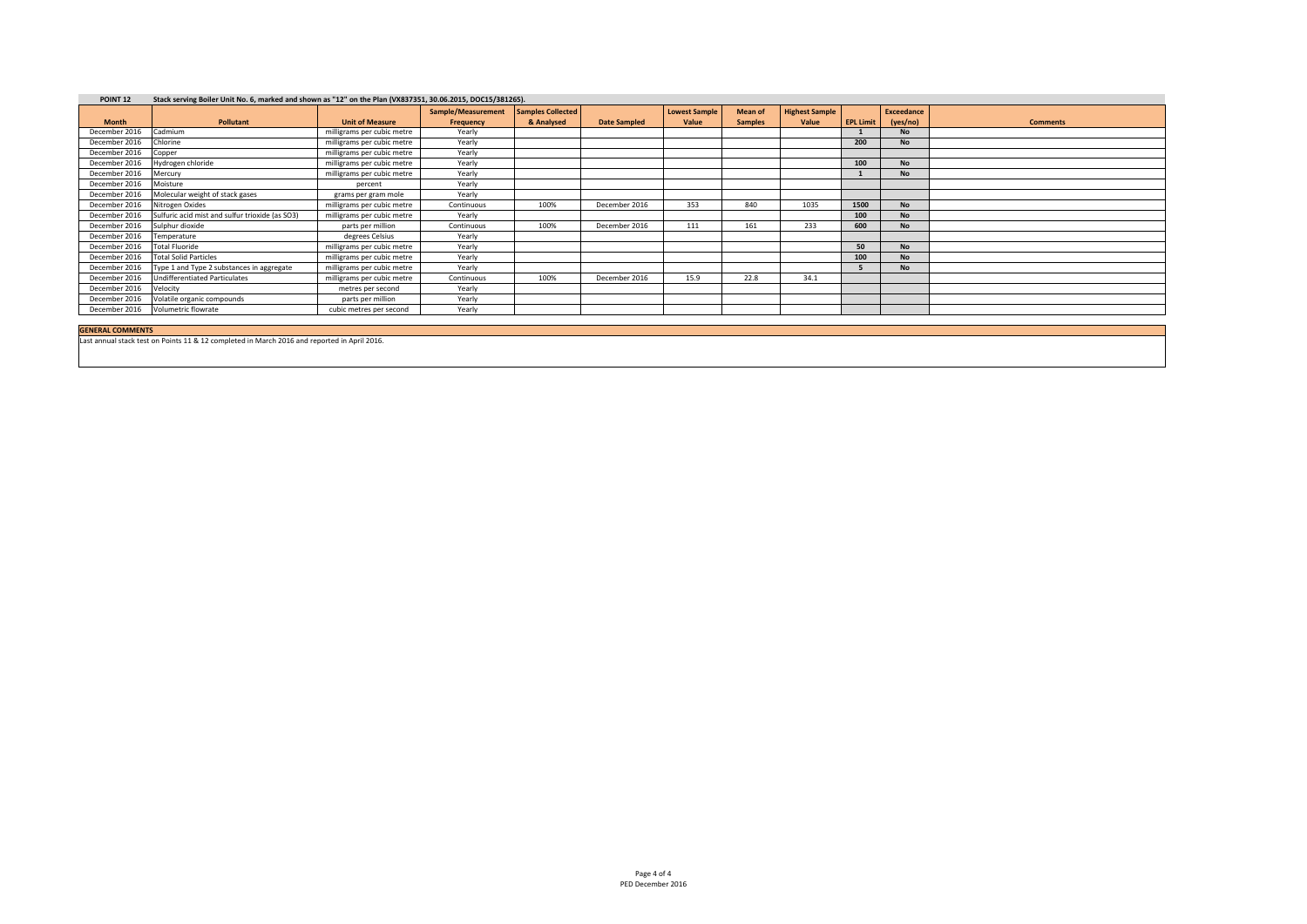**POINT 12** Stack serving Boiler Unit No. 6, marked and shown as "12" on the Plan (VX837351, 30.06.2015, DOC15/381265).

| Month | Pollutant | Unit of Measure | Sample/Measurement Frequency | Samples Collected & Analysed | Date Sampled | Lowest Sample Value | Mean of Samples | Highest Sample Value | EPL Limit | Exceedance (yes/no) | Comments |
|---|---|---|---|---|---|---|---|---|---|---|---|
| December 2016 | Cadmium | milligrams per cubic metre | Yearly | | | | | | 1 | No | |
| December 2016 | Chlorine | milligrams per cubic metre | Yearly | | | | | | 200 | No | |
| December 2016 | Copper | milligrams per cubic metre | Yearly | | | | | | | | |
| December 2016 | Hydrogen chloride | milligrams per cubic metre | Yearly | | | | | | 100 | No | |
| December 2016 | Mercury | milligrams per cubic metre | Yearly | | | | | | 1 | No | |
| December 2016 | Moisture | percent | Yearly | | | | | | | | |
| December 2016 | Molecular weight of stack gases | grams per gram mole | Yearly | | | | | | | | |
| December 2016 | Nitrogen Oxides | milligrams per cubic metre | Continuous | 100% | December 2016 | 353 | 840 | 1035 | 1500 | No | |
| December 2016 | Sulfuric acid mist and sulfur trioxide (as SO3) | milligrams per cubic metre | Yearly | | | | | | 100 | No | |
| December 2016 | Sulphur dioxide | parts per million | Continuous | 100% | December 2016 | 111 | 161 | 233 | 600 | No | |
| December 2016 | Temperature | degrees Celsius | Yearly | | | | | | | | |
| December 2016 | Total Fluoride | milligrams per cubic metre | Yearly | | | | | | 50 | No | |
| December 2016 | Total Solid Particles | milligrams per cubic metre | Yearly | | | | | | 100 | No | |
| December 2016 | Type 1 and Type 2 substances in aggregate | milligrams per cubic metre | Yearly | | | | | | 5 | No | |
| December 2016 | Undifferentiated Particulates | milligrams per cubic metre | Continuous | 100% | December 2016 | 15.9 | 22.8 | 34.1 | | | |
| December 2016 | Velocity | metres per second | Yearly | | | | | | | | |
| December 2016 | Volatile organic compounds | parts per million | Yearly | | | | | | | | |
| December 2016 | Volumetric flowrate | cubic metres per second | Yearly | | | | | | | | |

**GENERAL COMMENTS**

Last annual stack test on Points 11 & 12 completed in March 2016 and reported in April 2016.